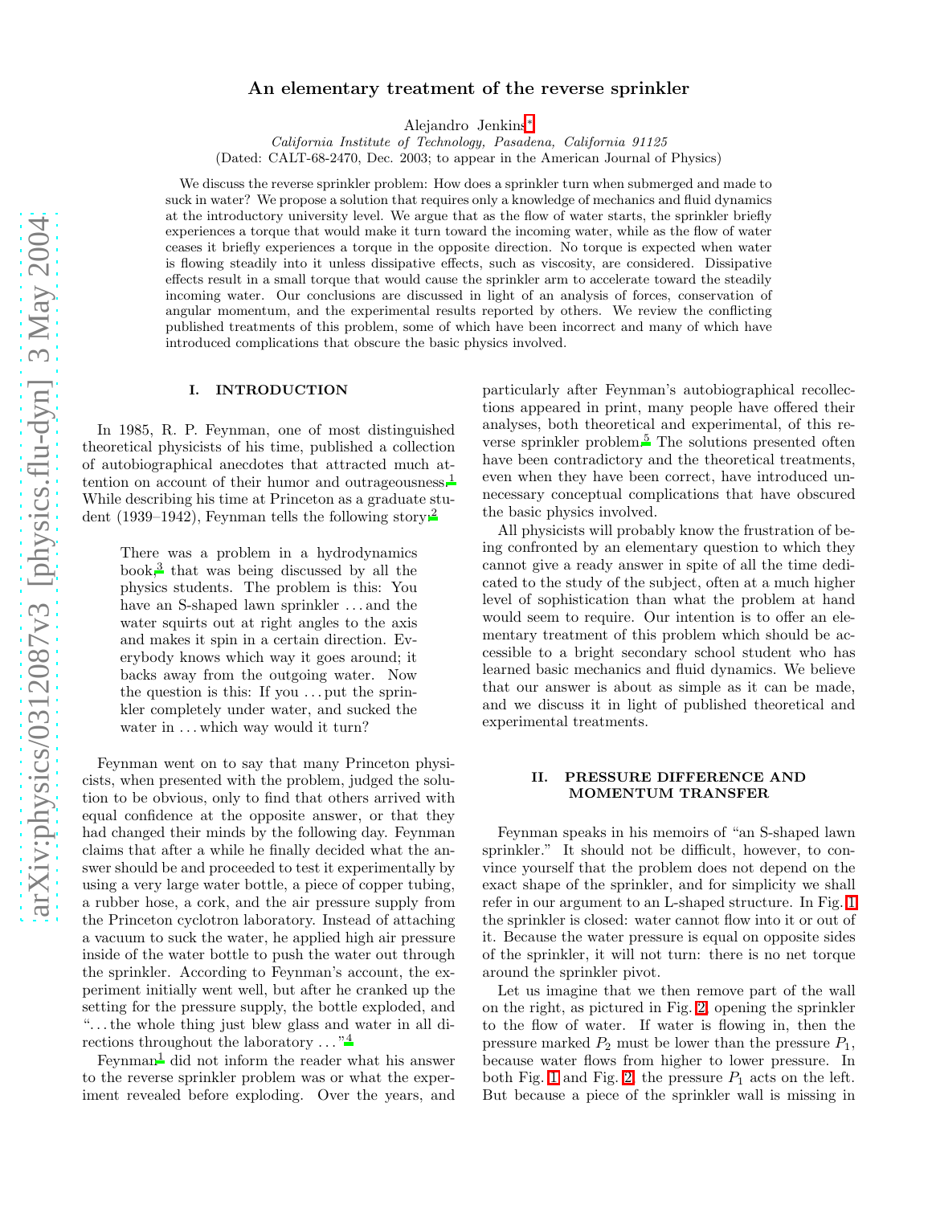# An elementary treatment of the reverse sprinkler

Alejandro Jenkins*

*California Institute of Technology, Pasadena, California 91125*

(Dated: CALT-68-2470, Dec. 2003; to appear in the American Journal of Physics)

We discuss the reverse sprinkler problem: How does a sprinkler turn when submerged and made to suck in water? We propose a solution that requires only a knowledge of mechanics and fluid dynamics at the introductory university level. We argue that as the flow of water starts, the sprinkler briefly experiences a torque that would make it turn toward the incoming water, while as the flow of water ceases it briefly experiences a torque in the opposite direction. No torque is expected when water is flowing steadily into it unless dissipative effects, such as viscosity, are considered. Dissipative effects result in a small torque that would cause the sprinkler arm to accelerate toward the steadily incoming water. Our conclusions are discussed in light of an analysis of forces, conservation of angular momentum, and the experimental results reported by others. We review the conflicting published treatments of this problem, some of which have been incorrect and many of which have introduced complications that obscure the basic physics involved.

## I. INTRODUCTION

In 1985, R. P. Feynman, one of most distinguished theoretical physicists of his time, published a collection of autobiographical anecdotes that attracted much attention on account of their humor and outrageousness.[1] While describing his time at Princeton as a graduate student (1939–1942), Feynman tells the following story:[2]

> There was a problem in a hydrodynamics book,[3] that was being discussed by all the physics students. The problem is this: You have an S-shaped lawn sprinkler . . . and the water squirts out at right angles to the axis and makes it spin in a certain direction. Everybody knows which way it goes around; it backs away from the outgoing water. Now the question is this: If you . . . put the sprinkler completely under water, and sucked the water in . . . which way would it turn?

Feynman went on to say that many Princeton physicists, when presented with the problem, judged the solution to be obvious, only to find that others arrived with equal confidence at the opposite answer, or that they had changed their minds by the following day. Feynman claims that after a while he finally decided what the answer should be and proceeded to test it experimentally by using a very large water bottle, a piece of copper tubing, a rubber hose, a cork, and the air pressure supply from the Princeton cyclotron laboratory. Instead of attaching a vacuum to suck the water, he applied high air pressure inside of the water bottle to push the water out through the sprinkler. According to Feynman's account, the experiment initially went well, but after he cranked up the setting for the pressure supply, the bottle exploded, and ". . . the whole thing just blew glass and water in all directions throughout the laboratory . . ."[4]

Feynman[1] did not inform the reader what his answer to the reverse sprinkler problem was or what the experiment revealed before exploding. Over the years, and particularly after Feynman's autobiographical recollections appeared in print, many people have offered their analyses, both theoretical and experimental, of this reverse sprinkler problem.[5] The solutions presented often have been contradictory and the theoretical treatments, even when they have been correct, have introduced unnecessary conceptual complications that have obscured the basic physics involved.

All physicists will probably know the frustration of being confronted by an elementary question to which they cannot give a ready answer in spite of all the time dedicated to the study of the subject, often at a much higher level of sophistication than what the problem at hand would seem to require. Our intention is to offer an elementary treatment of this problem which should be accessible to a bright secondary school student who has learned basic mechanics and fluid dynamics. We believe that our answer is about as simple as it can be made, and we discuss it in light of published theoretical and experimental treatments.

## II. PRESSURE DIFFERENCE AND MOMENTUM TRANSFER

Feynman speaks in his memoirs of "an S-shaped lawn sprinkler." It should not be difficult, however, to convince yourself that the problem does not depend on the exact shape of the sprinkler, and for simplicity we shall refer in our argument to an L-shaped structure. In Fig. 1 the sprinkler is closed: water cannot flow into it or out of it. Because the water pressure is equal on opposite sides of the sprinkler, it will not turn: there is no net torque around the sprinkler pivot.

Let us imagine that we then remove part of the wall on the right, as pictured in Fig. 2, opening the sprinkler to the flow of water. If water is flowing in, then the pressure marked $P_2$ must be lower than the pressure $P_1$, because water flows from higher to lower pressure. In both Fig. 1 and Fig. 2, the pressure $P_1$ acts on the left. But because a piece of the sprinkler wall is missing in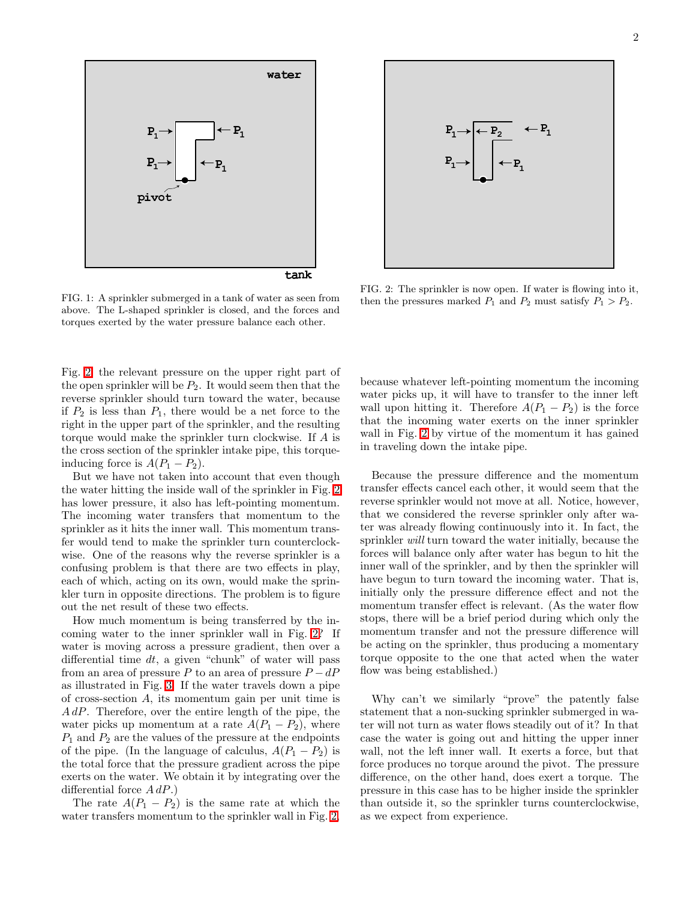FIG. 1: A sprinkler submerged in a tank of water as seen from above. The L-shaped sprinkler is closed, and the forces and torques exerted by the water pressure balance each other.

FIG. 2: The sprinkler is now open. If water is flowing into it, then the pressures marked $P_1$ and $P_2$ must satisfy $P_1 > P_2$.

Fig. 2, the relevant pressure on the upper right part of the open sprinkler will be $P_2$. It would seem then that the reverse sprinkler should turn toward the water, because if $P_2$ is less than $P_1$, there would be a net force to the right in the upper part of the sprinkler, and the resulting torque would make the sprinkler turn clockwise. If $A$ is the cross section of the sprinkler intake pipe, this torque-inducing force is $A(P_1 - P_2)$.

But we have not taken into account that even though the water hitting the inside wall of the sprinkler in Fig. 2 has lower pressure, it also has left-pointing momentum. The incoming water transfers that momentum to the sprinkler as it hits the inner wall. This momentum transfer would tend to make the sprinkler turn counterclockwise. One of the reasons why the reverse sprinkler is a confusing problem is that there are two effects in play, each of which, acting on its own, would make the sprinkler turn in opposite directions. The problem is to figure out the net result of these two effects.

How much momentum is being transferred by the incoming water to the inner sprinkler wall in Fig. 2? If water is moving across a pressure gradient, then over a differential time $dt$, a given "chunk" of water will pass from an area of pressure $P$ to an area of pressure $P - dP$ as illustrated in Fig. 3. If the water travels down a pipe of cross-section $A$, its momentum gain per unit time is $A\,dP$. Therefore, over the entire length of the pipe, the water picks up momentum at a rate $A(P_1 - P_2)$, where $P_1$ and $P_2$ are the values of the pressure at the endpoints of the pipe. (In the language of calculus, $A(P_1 - P_2)$ is the total force that the pressure gradient across the pipe exerts on the water. We obtain it by integrating over the differential force $A\,dP$.)

The rate $A(P_1 - P_2)$ is the same rate at which the water transfers momentum to the sprinkler wall in Fig. 2, because whatever left-pointing momentum the incoming water picks up, it will have to transfer to the inner left wall upon hitting it. Therefore $A(P_1 - P_2)$ is the force that the incoming water exerts on the inner sprinkler wall in Fig. 2 by virtue of the momentum it has gained in traveling down the intake pipe.

Because the pressure difference and the momentum transfer effects cancel each other, it would seem that the reverse sprinkler would not move at all. Notice, however, that we considered the reverse sprinkler only after water was already flowing continuously into it. In fact, the sprinkler *will* turn toward the water initially, because the forces will balance only after water has begun to hit the inner wall of the sprinkler, and by then the sprinkler will have begun to turn toward the incoming water. That is, initially only the pressure difference effect and not the momentum transfer effect is relevant. (As the water flow stops, there will be a brief period during which only the momentum transfer and not the pressure difference will be acting on the sprinkler, thus producing a momentary torque opposite to the one that acted when the water flow was being established.)

Why can't we similarly "prove" the patently false statement that a non-sucking sprinkler submerged in water will not turn as water flows steadily out of it? In that case the water is going out and hitting the upper inner wall, not the left inner wall. It exerts a force, but that force produces no torque around the pivot. The pressure difference, on the other hand, does exert a torque. The pressure in this case has to be higher inside the sprinkler than outside it, so the sprinkler turns counterclockwise, as we expect from experience.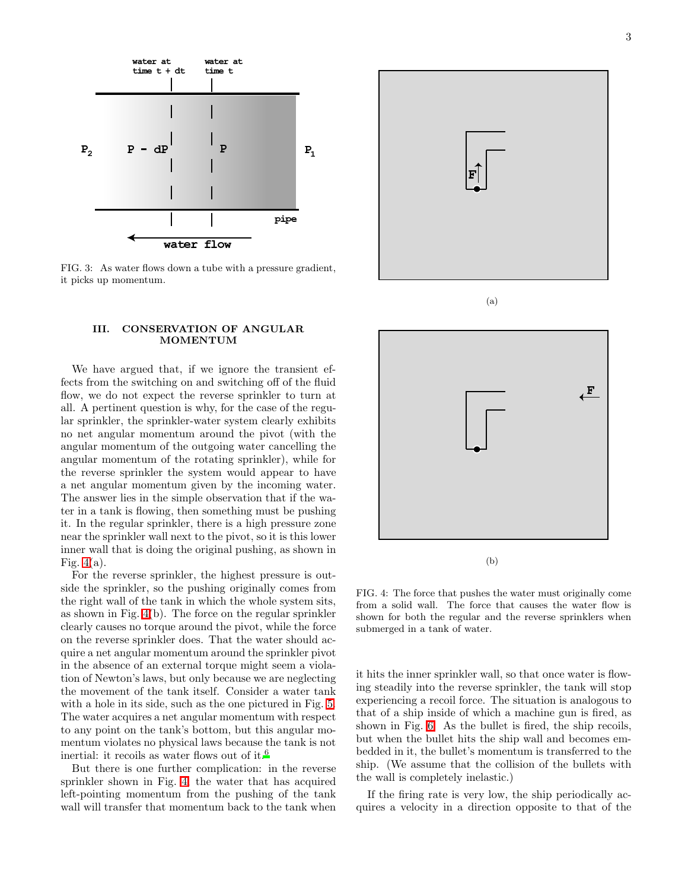FIG. 3: As water flows down a tube with a pressure gradient, it picks up momentum.

## III. CONSERVATION OF ANGULAR MOMENTUM

We have argued that, if we ignore the transient effects from the switching on and switching off of the fluid flow, we do not expect the reverse sprinkler to turn at all. A pertinent question is why, for the case of the regular sprinkler, the sprinkler-water system clearly exhibits no net angular momentum around the pivot (with the angular momentum of the outgoing water cancelling the angular momentum of the rotating sprinkler), while for the reverse sprinkler the system would appear to have a net angular momentum given by the incoming water. The answer lies in the simple observation that if the water in a tank is flowing, then something must be pushing it. In the regular sprinkler, there is a high pressure zone near the sprinkler wall next to the pivot, so it is this lower inner wall that is doing the original pushing, as shown in Fig. 4(a).

For the reverse sprinkler, the highest pressure is outside the sprinkler, so the pushing originally comes from the right wall of the tank in which the whole system sits, as shown in Fig. 4(b). The force on the regular sprinkler clearly causes no torque around the pivot, while the force on the reverse sprinkler does. That the water should acquire a net angular momentum around the sprinkler pivot in the absence of an external torque might seem a violation of Newton's laws, but only because we are neglecting the movement of the tank itself. Consider a water tank with a hole in its side, such as the one pictured in Fig. 5. The water acquires a net angular momentum with respect to any point on the tank's bottom, but this angular momentum violates no physical laws because the tank is not inertial: it recoils as water flows out of it.[6]

But there is one further complication: in the reverse sprinkler shown in Fig. 4, the water that has acquired left-pointing momentum from the pushing of the tank wall will transfer that momentum back to the tank when it hits the inner sprinkler wall, so that once water is flowing steadily into the reverse sprinkler, the tank will stop experiencing a recoil force. The situation is analogous to that of a ship inside of which a machine gun is fired, as shown in Fig. 6. As the bullet is fired, the ship recoils, but when the bullet hits the ship wall and becomes embedded in it, the bullet's momentum is transferred to the ship. (We assume that the collision of the bullets with the wall is completely inelastic.)

(a)

(b)

FIG. 4: The force that pushes the water must originally come from a solid wall. The force that causes the water flow is shown for both the regular and the reverse sprinklers when submerged in a tank of water.

If the firing rate is very low, the ship periodically acquires a velocity in a direction opposite to that of the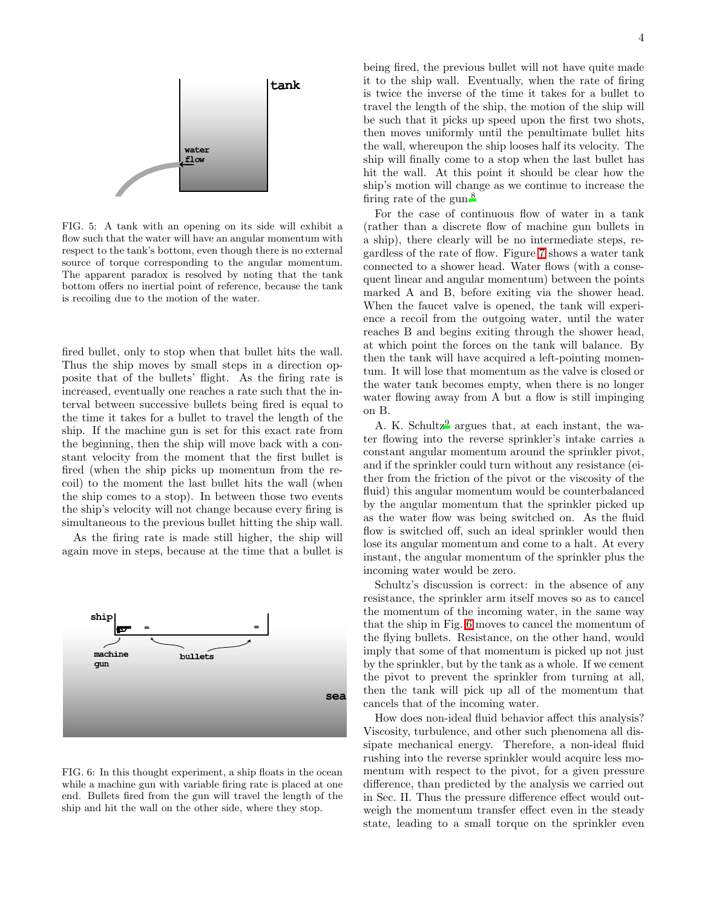FIG. 5: A tank with an opening on its side will exhibit a flow such that the water will have an angular momentum with respect to the tank's bottom, even though there is no external source of torque corresponding to the angular momentum. The apparent paradox is resolved by noting that the tank bottom offers no inertial point of reference, because the tank is recoiling due to the motion of the water.

fired bullet, only to stop when that bullet hits the wall. Thus the ship moves by small steps in a direction opposite that of the bullets' flight. As the firing rate is increased, eventually one reaches a rate such that the interval between successive bullets being fired is equal to the time it takes for a bullet to travel the length of the ship. If the machine gun is set for this exact rate from the beginning, then the ship will move back with a constant velocity from the moment that the first bullet is fired (when the ship picks up momentum from the recoil) to the moment the last bullet hits the wall (when the ship comes to a stop). In between those two events the ship's velocity will not change because every firing is simultaneous to the previous bullet hitting the ship wall.

As the firing rate is made still higher, the ship will again move in steps, because at the time that a bullet is being fired, the previous bullet will not have quite made it to the ship wall. Eventually, when the rate of firing is twice the inverse of the time it takes for a bullet to travel the length of the ship, the motion of the ship will be such that it picks up speed upon the first two shots, then moves uniformly until the penultimate bullet hits the wall, whereupon the ship looses half its velocity. The ship will finally come to a stop when the last bullet has hit the wall. At this point it should be clear how the ship's motion will change as we continue to increase the firing rate of the gun.[8]

FIG. 6: In this thought experiment, a ship floats in the ocean while a machine gun with variable firing rate is placed at one end. Bullets fired from the gun will travel the length of the ship and hit the wall on the other side, where they stop.

For the case of continuous flow of water in a tank (rather than a discrete flow of machine gun bullets in a ship), there clearly will be no intermediate steps, regardless of the rate of flow. Figure 7 shows a water tank connected to a shower head. Water flows (with a consequent linear and angular momentum) between the points marked A and B, before exiting via the shower head. When the faucet valve is opened, the tank will experience a recoil from the outgoing water, until the water reaches B and begins exiting through the shower head, at which point the forces on the tank will balance. By then the tank will have acquired a left-pointing momentum. It will lose that momentum as the valve is closed or the water tank becomes empty, when there is no longer water flowing away from A but a flow is still impinging on B.

A. K. Schultz[9] argues that, at each instant, the water flowing into the reverse sprinkler's intake carries a constant angular momentum around the sprinkler pivot, and if the sprinkler could turn without any resistance (either from the friction of the pivot or the viscosity of the fluid) this angular momentum would be counterbalanced by the angular momentum that the sprinkler picked up as the water flow was being switched on. As the fluid flow is switched off, such an ideal sprinkler would then lose its angular momentum and come to a halt. At every instant, the angular momentum of the sprinkler plus the incoming water would be zero.

Schultz's discussion is correct: in the absence of any resistance, the sprinkler arm itself moves so as to cancel the momentum of the incoming water, in the same way that the ship in Fig. 6 moves to cancel the momentum of the flying bullets. Resistance, on the other hand, would imply that some of that momentum is picked up not just by the sprinkler, but by the tank as a whole. If we cement the pivot to prevent the sprinkler from turning at all, then the tank will pick up all of the momentum that cancels that of the incoming water.

How does non-ideal fluid behavior affect this analysis? Viscosity, turbulence, and other such phenomena all dissipate mechanical energy. Therefore, a non-ideal fluid rushing into the reverse sprinkler would acquire less momentum with respect to the pivot, for a given pressure difference, than predicted by the analysis we carried out in Sec. II. Thus the pressure difference effect would outweigh the momentum transfer effect even in the steady state, leading to a small torque on the sprinkler even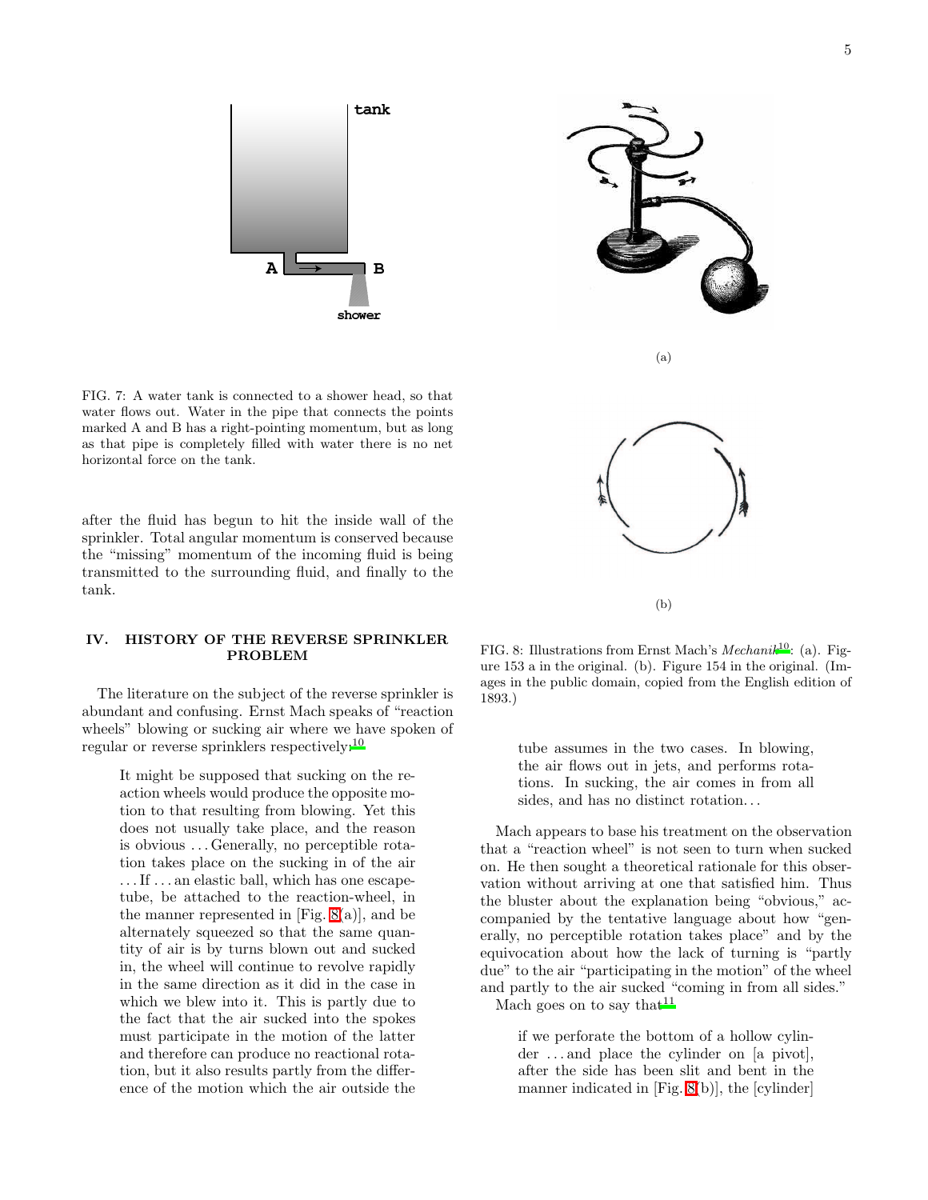FIG. 7: A water tank is connected to a shower head, so that water flows out. Water in the pipe that connects the points marked A and B has a right-pointing momentum, but as long as that pipe is completely filled with water there is no net horizontal force on the tank.

after the fluid has begun to hit the inside wall of the sprinkler. Total angular momentum is conserved because the "missing" momentum of the incoming fluid is being transmitted to the surrounding fluid, and finally to the tank.

## IV. HISTORY OF THE REVERSE SPRINKLER PROBLEM

The literature on the subject of the reverse sprinkler is abundant and confusing. Ernst Mach speaks of "reaction wheels" blowing or sucking air where we have spoken of regular or reverse sprinklers respectively:[10]

> It might be supposed that sucking on the reaction wheels would produce the opposite motion to that resulting from blowing. Yet this does not usually take place, and the reason is obvious ... Generally, no perceptible rotation takes place on the sucking in of the air ... If ... an elastic ball, which has one escape-tube, be attached to the reaction-wheel, in the manner represented in [Fig. 8(a)], and be alternately squeezed so that the same quantity of air is by turns blown out and sucked in, the wheel will continue to revolve rapidly in the same direction as it did in the case in which we blew into it. This is partly due to the fact that the air sucked into the spokes must participate in the motion of the latter and therefore can produce no reactional rotation, but it also results partly from the difference of the motion which the air outside the tube assumes in the two cases. In blowing, the air flows out in jets, and performs rotations. In sucking, the air comes in from all sides, and has no distinct rotation...

(a)

(b)

FIG. 8: Illustrations from Ernst Mach's *Mechanik*[10]: (a). Figure 153 a in the original. (b). Figure 154 in the original. (Images in the public domain, copied from the English edition of 1893.)

Mach appears to base his treatment on the observation that a "reaction wheel" is not seen to turn when sucked on. He then sought a theoretical rationale for this observation without arriving at one that satisfied him. Thus the bluster about the explanation being "obvious," accompanied by the tentative language about how "generally, no perceptible rotation takes place" and by the equivocation about how the lack of turning is "partly due" to the air "participating in the motion" of the wheel and partly to the air sucked "coming in from all sides."

Mach goes on to say that[11]

> if we perforate the bottom of a hollow cylinder ... and place the cylinder on [a pivot], after the side has been slit and bent in the manner indicated in [Fig. 8(b)], the [cylinder]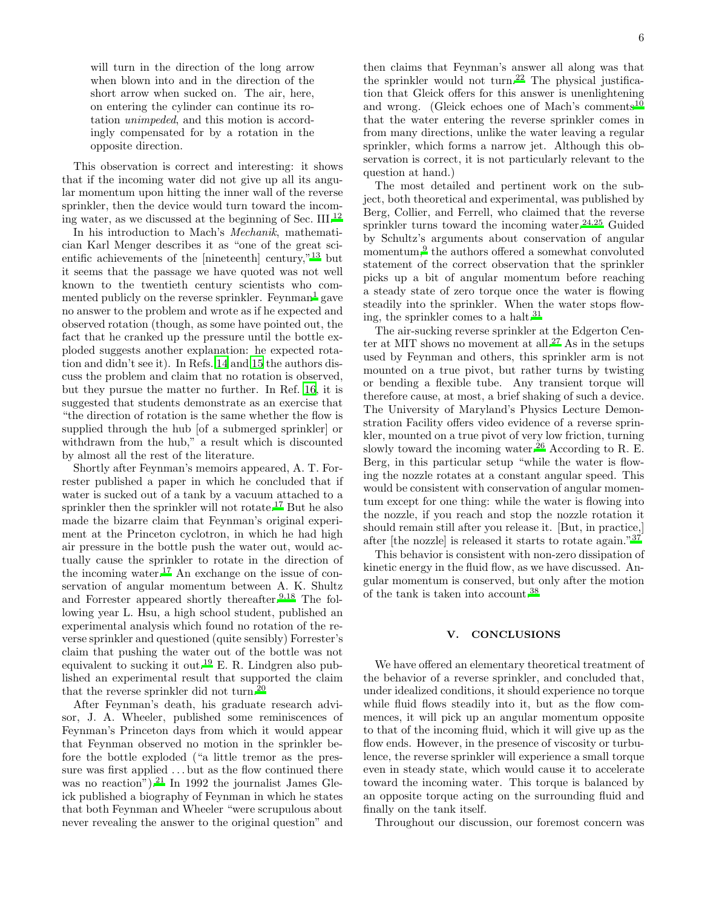> will turn in the direction of the long arrow when blown into and in the direction of the short arrow when sucked on. The air, here, on entering the cylinder can continue its rotation *unimpeded*, and this motion is accordingly compensated for by a rotation in the opposite direction.

This observation is correct and interesting: it shows that if the incoming water did not give up all its angular momentum upon hitting the inner wall of the reverse sprinkler, then the device would turn toward the incoming water, as we discussed at the beginning of Sec. III.[12]

In his introduction to Mach's *Mechanik*, mathematician Karl Menger describes it as "one of the great scientific achievements of the [nineteenth] century,"[13] but it seems that the passage we have quoted was not well known to the twentieth century scientists who commented publicly on the reverse sprinkler. Feynman[1] gave no answer to the problem and wrote as if he expected and observed rotation (though, as some have pointed out, the fact that he cranked up the pressure until the bottle exploded suggests another explanation: he expected rotation and didn't see it). In Refs. 14 and 15 the authors discuss the problem and claim that no rotation is observed, but they pursue the matter no further. In Ref. 16, it is suggested that students demonstrate as an exercise that "the direction of rotation is the same whether the flow is supplied through the hub [of a submerged sprinkler] or withdrawn from the hub," a result which is discounted by almost all the rest of the literature.

Shortly after Feynman's memoirs appeared, A. T. Forrester published a paper in which he concluded that if water is sucked out of a tank by a vacuum attached to a sprinkler then the sprinkler will not rotate.[17] But he also made the bizarre claim that Feynman's original experiment at the Princeton cyclotron, in which he had high air pressure in the bottle push the water out, would actually cause the sprinkler to rotate in the direction of the incoming water.[17] An exchange on the issue of conservation of angular momentum between A. K. Shultz and Forrester appeared shortly thereafter.[9,18] The following year L. Hsu, a high school student, published an experimental analysis which found no rotation of the reverse sprinkler and questioned (quite sensibly) Forrester's claim that pushing the water out of the bottle was not equivalent to sucking it out.[19] E. R. Lindgren also published an experimental result that supported the claim that the reverse sprinkler did not turn.[20]

After Feynman's death, his graduate research advisor, J. A. Wheeler, published some reminiscences of Feynman's Princeton days from which it would appear that Feynman observed no motion in the sprinkler before the bottle exploded ("a little tremor as the pressure was first applied ... but as the flow continued there was no reaction").[21] In 1992 the journalist James Gleick published a biography of Feynman in which he states that both Feynman and Wheeler "were scrupulous about never revealing the answer to the original question" and then claims that Feynman's answer all along was that the sprinkler would not turn.[22] The physical justification that Gleick offers for this answer is unenlightening and wrong. (Gleick echoes one of Mach's comments[10] that the water entering the reverse sprinkler comes in from many directions, unlike the water leaving a regular sprinkler, which forms a narrow jet. Although this observation is correct, it is not particularly relevant to the question at hand.)

The most detailed and pertinent work on the subject, both theoretical and experimental, was published by Berg, Collier, and Ferrell, who claimed that the reverse sprinkler turns toward the incoming water.[24,25] Guided by Schultz's arguments about conservation of angular momentum,[9] the authors offered a somewhat convoluted statement of the correct observation that the sprinkler picks up a bit of angular momentum before reaching a steady state of zero torque once the water is flowing steadily into the sprinkler. When the water stops flowing, the sprinkler comes to a halt.[31]

The air-sucking reverse sprinkler at the Edgerton Center at MIT shows no movement at all.[27] As in the setups used by Feynman and others, this sprinkler arm is not mounted on a true pivot, but rather turns by twisting or bending a flexible tube. Any transient torque will therefore cause, at most, a brief shaking of such a device. The University of Maryland's Physics Lecture Demonstration Facility offers video evidence of a reverse sprinkler, mounted on a true pivot of very low friction, turning slowly toward the incoming water.[26] According to R. E. Berg, in this particular setup "while the water is flowing the nozzle rotates at a constant angular speed. This would be consistent with conservation of angular momentum except for one thing: while the water is flowing into the nozzle, if you reach and stop the nozzle rotation it should remain still after you release it. [But, in practice,] after [the nozzle] is released it starts to rotate again."[37]

This behavior is consistent with non-zero dissipation of kinetic energy in the fluid flow, as we have discussed. Angular momentum is conserved, but only after the motion of the tank is taken into account.[38]

## V. CONCLUSIONS

We have offered an elementary theoretical treatment of the behavior of a reverse sprinkler, and concluded that, under idealized conditions, it should experience no torque while fluid flows steadily into it, but as the flow commences, it will pick up an angular momentum opposite to that of the incoming fluid, which it will give up as the flow ends. However, in the presence of viscosity or turbulence, the reverse sprinkler will experience a small torque even in steady state, which would cause it to accelerate toward the incoming water. This torque is balanced by an opposite torque acting on the surrounding fluid and finally on the tank itself.

Throughout our discussion, our foremost concern was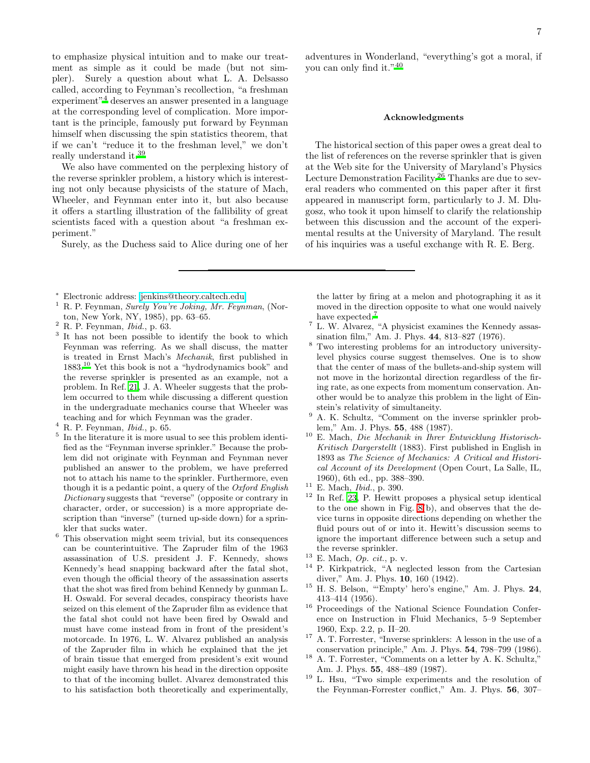to emphasize physical intuition and to make our treatment as simple as it could be made (but not simpler). Surely a question about what L. A. Delsasso called, according to Feynman's recollection, "a freshman experiment"[4] deserves an answer presented in a language at the corresponding level of complication. More important is the principle, famously put forward by Feynman himself when discussing the spin statistics theorem, that if we can't "reduce it to the freshman level," we don't really understand it.[39]

We also have commented on the perplexing history of the reverse sprinkler problem, a history which is interesting not only because physicists of the stature of Mach, Wheeler, and Feynman enter into it, but also because it offers a startling illustration of the fallibility of great scientists faced with a question about "a freshman experiment."

Surely, as the Duchess said to Alice during one of her adventures in Wonderland, "everything's got a moral, if you can only find it."[40]

### Acknowledgments

The historical section of this paper owes a great deal to the list of references on the reverse sprinkler that is given at the Web site for the University of Maryland's Physics Lecture Demonstration Facility.[26] Thanks are due to several readers who commented on this paper after it first appeared in manuscript form, particularly to J. M. Dlugosz, who took it upon himself to clarify the relationship between this discussion and the account of the experimental results at the University of Maryland. The result of his inquiries was a useful exchange with R. E. Berg.

---

\* Electronic address: jenkins@theory.caltech.edu

[1] R. P. Feynman, *Surely You're Joking, Mr. Feynman*, (Norton, New York, NY, 1985), pp. 63–65.

[2] R. P. Feynman, *Ibid.*, p. 63.

[3] It has not been possible to identify the book to which Feynman was referring. As we shall discuss, the matter is treated in Ernst Mach's *Mechanik*, first published in 1883.[10] Yet this book is not a "hydrodynamics book" and the reverse sprinkler is presented as an example, not a problem. In Ref. [21], J. A. Wheeler suggests that the problem occurred to them while discussing a different question in the undergraduate mechanics course that Wheeler was teaching and for which Feynman was the grader.

[4] R. P. Feynman, *Ibid.*, p. 65.

[5] In the literature it is more usual to see this problem identified as the "Feynman inverse sprinkler." Because the problem did not originate with Feynman and Feynman never published an answer to the problem, we have preferred not to attach his name to the sprinkler. Furthermore, even though it is a pedantic point, a query of the *Oxford English Dictionary* suggests that "reverse" (opposite or contrary in character, order, or succession) is a more appropriate description than "inverse" (turned up-side down) for a sprinkler that sucks water.

[6] This observation might seem trivial, but its consequences can be counterintuitive. The Zapruder film of the 1963 assassination of U.S. president J. F. Kennedy, shows Kennedy's head snapping backward after the fatal shot, even though the official theory of the assassination asserts that the shot was fired from behind Kennedy by gunman L. H. Oswald. For several decades, conspiracy theorists have seized on this element of the Zapruder film as evidence that the fatal shot could not have been fired by Oswald and must have come instead from in front of the president's motorcade. In 1976, L. W. Alvarez published an analysis of the Zapruder film in which he explained that the jet of brain tissue that emerged from president's exit wound might easily have thrown his head in the direction opposite to that of the incoming bullet. Alvarez demonstrated this to his satisfaction both theoretically and experimentally, the latter by firing at a melon and photographing it as it moved in the direction opposite to what one would naively have expected.[7]

[7] L. W. Alvarez, "A physicist examines the Kennedy assassination film," Am. J. Phys. **44**, 813–827 (1976).

[8] Two interesting problems for an introductory university-level physics course suggest themselves. One is to show that the center of mass of the bullets-and-ship system will not move in the horizontal direction regardless of the firing rate, as one expects from momentum conservation. Another would be to analyze this problem in the light of Einstein's relativity of simultaneity.

[9] A. K. Schultz, "Comment on the inverse sprinkler problem," Am. J. Phys. **55**, 488 (1987).

[10] E. Mach, *Die Mechanik in Ihrer Entwicklung Historisch-Kritisch Dargerstellt* (1883). First published in English in 1893 as *The Science of Mechanics: A Critical and Historical Account of its Development* (Open Court, La Salle, IL, 1960), 6th ed., pp. 388–390.

[11] E. Mach, *Ibid.*, p. 390.

[12] In Ref. [23], P. Hewitt proposes a physical setup identical to the one shown in Fig. 8(b), and observes that the device turns in opposite directions depending on whether the fluid pours out of or into it. Hewitt's discussion seems to ignore the important difference between such a setup and the reverse sprinkler.

[13] E. Mach, *Op. cit.*, p. v.

[14] P. Kirkpatrick, "A neglected lesson from the Cartesian diver," Am. J. Phys. **10**, 160 (1942).

[15] H. S. Belson, "'Empty' hero's engine," Am. J. Phys. **24**, 413–414 (1956).

[16] Proceedings of the National Science Foundation Conference on Instruction in Fluid Mechanics, 5–9 September 1960, Exp. 2.2, p. II–20.

[17] A. T. Forrester, "Inverse sprinklers: A lesson in the use of a conservation principle," Am. J. Phys. **54**, 798–799 (1986).

[18] A. T. Forrester, "Comments on a letter by A. K. Schultz," Am. J. Phys. **55**, 488–489 (1987).

[19] L. Hsu, "Two simple experiments and the resolution of the Feynman-Forrester conflict," Am. J. Phys. **56**, 307–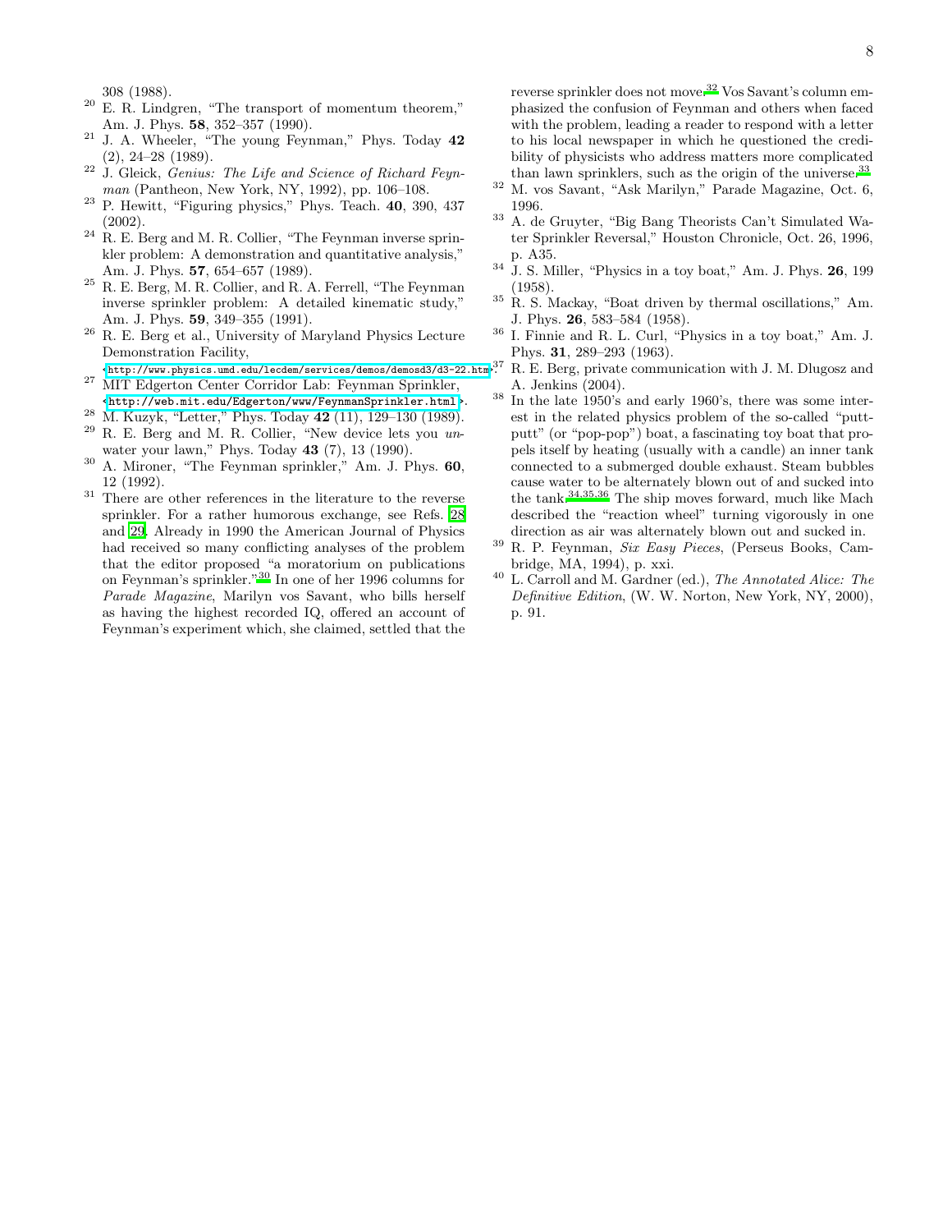308 (1988).

20 E. R. Lindgren, "The transport of momentum theorem," Am. J. Phys. **58**, 352–357 (1990).

21 J. A. Wheeler, "The young Feynman," Phys. Today **42** (2), 24–28 (1989).

22 J. Gleick, *Genius: The Life and Science of Richard Feynman* (Pantheon, New York, NY, 1992), pp. 106–108.

23 P. Hewitt, "Figuring physics," Phys. Teach. **40**, 390, 437 (2002).

24 R. E. Berg and M. R. Collier, "The Feynman inverse sprinkler problem: A demonstration and quantitative analysis," Am. J. Phys. **57**, 654–657 (1989).

25 R. E. Berg, M. R. Collier, and R. A. Ferrell, "The Feynman inverse sprinkler problem: A detailed kinematic study," Am. J. Phys. **59**, 349–355 (1991).

26 R. E. Berg et al., University of Maryland Physics Lecture Demonstration Facility, <http://www.physics.umd.edu/lecdem/services/demos/demosd3/d3-22.htm>.

27 MIT Edgerton Center Corridor Lab: Feynman Sprinkler, <http://web.mit.edu/Edgerton/www/FeynmanSprinkler.html>.

28 M. Kuzyk, "Letter," Phys. Today **42** (11), 129–130 (1989).

29 R. E. Berg and M. R. Collier, "New device lets you *un*-water your lawn," Phys. Today **43** (7), 13 (1990).

30 A. Mironer, "The Feynman sprinkler," Am. J. Phys. **60**, 12 (1992).

31 There are other references in the literature to the reverse sprinkler. For a rather humorous exchange, see Refs. 28 and 29. Already in 1990 the American Journal of Physics had received so many conflicting analyses of the problem that the editor proposed "a moratorium on publications on Feynman's sprinkler."[30] In one of her 1996 columns for *Parade Magazine*, Marilyn vos Savant, who bills herself as having the highest recorded IQ, offered an account of Feynman's experiment which, she claimed, settled that the reverse sprinkler does not move.[32] Vos Savant's column emphasized the confusion of Feynman and others when faced with the problem, leading a reader to respond with a letter to his local newspaper in which he questioned the credibility of physicists who address matters more complicated than lawn sprinklers, such as the origin of the universe.[33]

32 M. vos Savant, "Ask Marilyn," Parade Magazine, Oct. 6, 1996.

33 A. de Gruyter, "Big Bang Theorists Can't Simulated Water Sprinkler Reversal," Houston Chronicle, Oct. 26, 1996, p. A35.

34 J. S. Miller, "Physics in a toy boat," Am. J. Phys. **26**, 199 (1958).

35 R. S. Mackay, "Boat driven by thermal oscillations," Am. J. Phys. **26**, 583–584 (1958).

36 I. Finnie and R. L. Curl, "Physics in a toy boat," Am. J. Phys. **31**, 289–293 (1963).

37 R. E. Berg, private communication with J. M. Dlugosz and A. Jenkins (2004).

38 In the late 1950's and early 1960's, there was some interest in the related physics problem of the so-called "putt-putt" (or "pop-pop") boat, a fascinating toy boat that propels itself by heating (usually with a candle) an inner tank connected to a submerged double exhaust. Steam bubbles cause water to be alternately blown out of and sucked into the tank.[34,35,36] The ship moves forward, much like Mach described the "reaction wheel" turning vigorously in one direction as air was alternately blown out and sucked in.

39 R. P. Feynman, *Six Easy Pieces*, (Perseus Books, Cambridge, MA, 1994), p. xxi.

40 L. Carroll and M. Gardner (ed.), *The Annotated Alice: The Definitive Edition*, (W. W. Norton, New York, NY, 2000), p. 91.